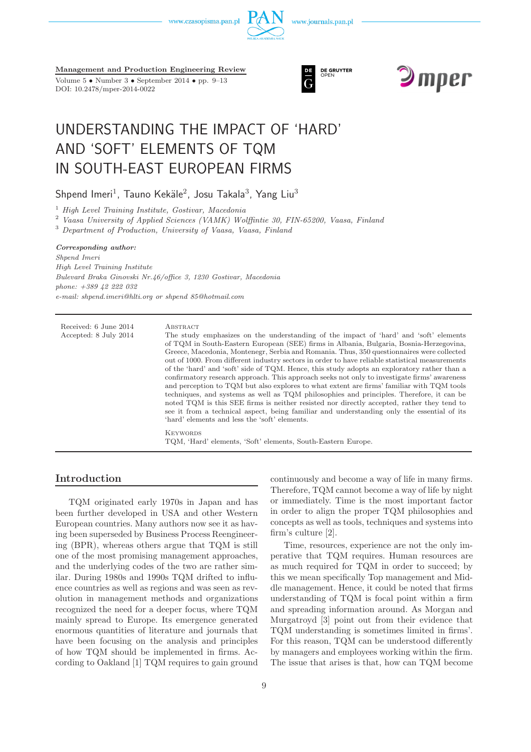Management and Production Engineering Review
Volume 5 • Number 3 • September 2014 • pp. 9–13
DOI: 10.2478/mper-2014-0022

# UNDERSTANDING THE IMPACT OF 'HARD' AND 'SOFT' ELEMENTS OF TQM IN SOUTH-EAST EUROPEAN FIRMS

Shpend Imeri[1], Tauno Kekäle[2], Josu Takala[3], Yang Liu[3]

[1] *High Level Training Institute, Gostivar, Macedonia*
[2] *Vaasa University of Applied Sciences (VAMK) Wolffintie 30, FIN-65200, Vaasa, Finland*
[3] *Department of Production, University of Vaasa, Vaasa, Finland*

***Corresponding author:***
*Shpend Imeri*
*High Level Training Institute*
*Bulevard Braka Ginovski Nr.46/office 3, 1230 Gostivar, Macedonia*
*phone: +389 42 222 032*
*e-mail: shpend.imeri@hlti.org or shpend 85@hotmail.com*

Received: 6 June 2014
Accepted: 8 July 2014

Abstract

The study emphasizes on the understanding of the impact of 'hard' and 'soft' elements of TQM in South-Eastern European (SEE) firms in Albania, Bulgaria, Bosnia-Herzegovina, Greece, Macedonia, Montenegr, Serbia and Romania. Thus, 350 questionnaires were collected out of 1000. From different industry sectors in order to have reliable statistical measurements of the 'hard' and 'soft' side of TQM. Hence, this study adopts an exploratory rather than a confirmatory research approach. This approach seeks not only to investigate firms' awareness and perception to TQM but also explores to what extent are firms' familiar with TQM tools techniques, and systems as well as TQM philosophies and principles. Therefore, it can be noted TQM is this SEE firms is neither resisted nor directly accepted, rather they tend to see it from a technical aspect, being familiar and understanding only the essential of its 'hard' elements and less the 'soft' elements.

Keywords

TQM, 'Hard' elements, 'Soft' elements, South-Eastern Europe.

## Introduction

TQM originated early 1970s in Japan and has been further developed in USA and other Western European countries. Many authors now see it as having been superseded by Business Process Reengineering (BPR), whereas others argue that TQM is still one of the most promising management approaches, and the underlying codes of the two are rather similar. During 1980s and 1990s TQM drifted to influence countries as well as regions and was seen as revolution in management methods and organizations recognized the need for a deeper focus, where TQM mainly spread to Europe. Its emergence generated enormous quantities of literature and journals that have been focusing on the analysis and principles of how TQM should be implemented in firms. According to Oakland [1] TQM requires to gain ground continuously and become a way of life in many firms. Therefore, TQM cannot become a way of life by night or immediately. Time is the most important factor in order to align the proper TQM philosophies and concepts as well as tools, techniques and systems into firm's culture [2].

Time, resources, experience are not the only imperative that TQM requires. Human resources are as much required for TQM in order to succeed; by this we mean specifically Top management and Middle management. Hence, it could be noted that firms understanding of TQM is focal point within a firm and spreading information around. As Morgan and Murgatroyd [3] point out from their evidence that TQM understanding is sometimes limited in firms'. For this reason, TQM can be understood differently by managers and employees working within the firm. The issue that arises is that, how can TQM become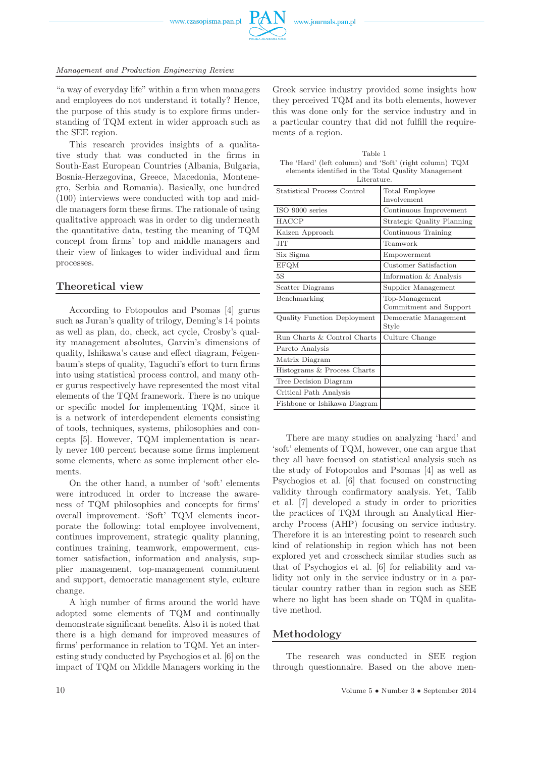"a way of everyday life" within a firm when managers and employees do not understand it totally? Hence, the purpose of this study is to explore firms understanding of TQM extent in wider approach such as the SEE region.

This research provides insights of a qualitative study that was conducted in the firms in South-East European Countries (Albania, Bulgaria, Bosnia-Herzegovina, Greece, Macedonia, Montenegro, Serbia and Romania). Basically, one hundred (100) interviews were conducted with top and middle managers form these firms. The rationale of using qualitative approach was in order to dig underneath the quantitative data, testing the meaning of TQM concept from firms' top and middle managers and their view of linkages to wider individual and firm processes.

## Theoretical view

According to Fotopoulos and Psomas [4] gurus such as Juran's quality of trilogy, Deming's 14 points as well as plan, do, check, act cycle, Crosby's quality management absolutes, Garvin's dimensions of quality, Ishikawa's cause and effect diagram, Feigenbaum's steps of quality, Taguchi's effort to turn firms into using statistical process control, and many other gurus respectively have represented the most vital elements of the TQM framework. There is no unique or specific model for implementing TQM, since it is a network of interdependent elements consisting of tools, techniques, systems, philosophies and concepts [5]. However, TQM implementation is nearly never 100 percent because some firms implement some elements, where as some implement other elements.

On the other hand, a number of 'soft' elements were introduced in order to increase the awareness of TQM philosophies and concepts for firms' overall improvement. 'Soft' TQM elements incorporate the following: total employee involvement, continues improvement, strategic quality planning, continues training, teamwork, empowerment, customer satisfaction, information and analysis, supplier management, top-management commitment and support, democratic management style, culture change.

A high number of firms around the world have adopted some elements of TQM and continually demonstrate significant benefits. Also it is noted that there is a high demand for improved measures of firms' performance in relation to TQM. Yet an interesting study conducted by Psychogios et al. [6] on the impact of TQM on Middle Managers working in the Greek service industry provided some insights how they perceived TQM and its both elements, however this was done only for the service industry and in a particular country that did not fulfill the requirements of a region.

Table 1
The 'Hard' (left column) and 'Soft' (right column) TQM elements identified in the Total Quality Management Literature.

| Hard | Soft |
|---|---|
| Statistical Process Control | Total Employee Involvement |
| ISO 9000 series | Continuous Improvement |
| HACCP | Strategic Quality Planning |
| Kaizen Approach | Continuous Training |
| JIT | Teamwork |
| Six Sigma | Empowerment |
| EFQM | Customer Satisfaction |
| 5S | Information & Analysis |
| Scatter Diagrams | Supplier Management |
| Benchmarking | Top-Management Commitment and Support |
| Quality Function Deployment | Democratic Management Style |
| Run Charts & Control Charts | Culture Change |
| Pareto Analysis | |
| Matrix Diagram | |
| Histograms & Process Charts | |
| Tree Decision Diagram | |
| Critical Path Analysis | |
| Fishbone or Ishikawa Diagram | |

There are many studies on analyzing 'hard' and 'soft' elements of TQM, however, one can argue that they all have focused on statistical analysis such as the study of Fotopoulos and Psomas [4] as well as Psychogios et al. [6] that focused on constructing validity through confirmatory analysis. Yet, Talib et al. [7] developed a study in order to priorities the practices of TQM through an Analytical Hierarchy Process (AHP) focusing on service industry. Therefore it is an interesting point to research such kind of relationship in region which has not been explored yet and crosscheck similar studies such as that of Psychogios et al. [6] for reliability and validity not only in the service industry or in a particular country rather than in region such as SEE where no light has been shade on TQM in qualitative method.

## Methodology

The research was conducted in SEE region through questionnaire. Based on the above men-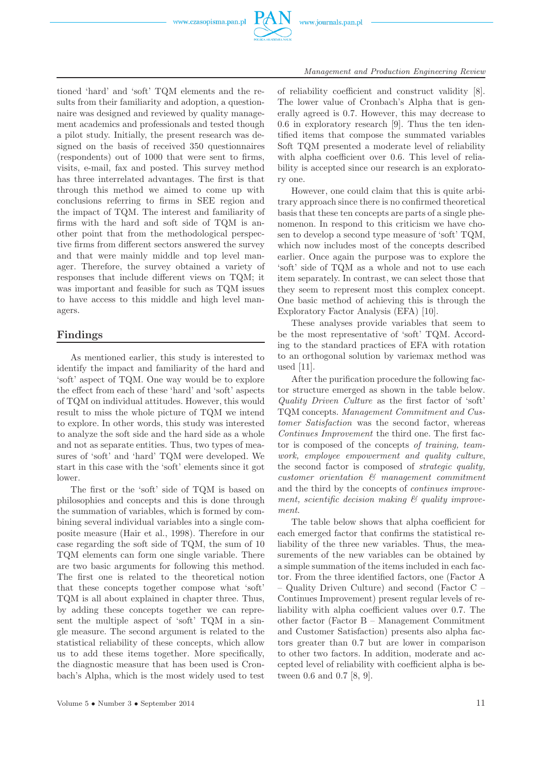tioned 'hard' and 'soft' TQM elements and the results from their familiarity and adoption, a questionnaire was designed and reviewed by quality management academics and professionals and tested though a pilot study. Initially, the present research was designed on the basis of received 350 questionnaires (respondents) out of 1000 that were sent to firms, visits, e-mail, fax and posted. This survey method has three interrelated advantages. The first is that through this method we aimed to come up with conclusions referring to firms in SEE region and the impact of TQM. The interest and familiarity of firms with the hard and soft side of TQM is another point that from the methodological perspective firms from different sectors answered the survey and that were mainly middle and top level manager. Therefore, the survey obtained a variety of responses that include different views on TQM; it was important and feasible for such as TQM issues to have access to this middle and high level managers.

## Findings

As mentioned earlier, this study is interested to identify the impact and familiarity of the hard and 'soft' aspect of TQM. One way would be to explore the effect from each of these 'hard' and 'soft' aspects of TQM on individual attitudes. However, this would result to miss the whole picture of TQM we intend to explore. In other words, this study was interested to analyze the soft side and the hard side as a whole and not as separate entities. Thus, two types of measures of 'soft' and 'hard' TQM were developed. We start in this case with the 'soft' elements since it got lower.

The first or the 'soft' side of TQM is based on philosophies and concepts and this is done through the summation of variables, which is formed by combining several individual variables into a single composite measure (Hair et al., 1998). Therefore in our case regarding the soft side of TQM, the sum of 10 TQM elements can form one single variable. There are two basic arguments for following this method. The first one is related to the theoretical notion that these concepts together compose what 'soft' TQM is all about explained in chapter three. Thus, by adding these concepts together we can represent the multiple aspect of 'soft' TQM in a single measure. The second argument is related to the statistical reliability of these concepts, which allow us to add these items together. More specifically, the diagnostic measure that has been used is Cronbach's Alpha, which is the most widely used to test of reliability coefficient and construct validity [8]. The lower value of Cronbach's Alpha that is generally agreed is 0.7. However, this may decrease to 0.6 in exploratory research [9]. Thus the ten identified items that compose the summated variables Soft TQM presented a moderate level of reliability with alpha coefficient over 0.6. This level of reliability is accepted since our research is an exploratory one.

However, one could claim that this is quite arbitrary approach since there is no confirmed theoretical basis that these ten concepts are parts of a single phenomenon. In respond to this criticism we have chosen to develop a second type measure of 'soft' TQM, which now includes most of the concepts described earlier. Once again the purpose was to explore the 'soft' side of TQM as a whole and not to use each item separately. In contrast, we can select those that they seem to represent most this complex concept. One basic method of achieving this is through the Exploratory Factor Analysis (EFA) [10].

These analyses provide variables that seem to be the most representative of 'soft' TQM. According to the standard practices of EFA with rotation to an orthogonal solution by variemax method was used [11].

After the purification procedure the following factor structure emerged as shown in the table below. *Quality Driven Culture* as the first factor of 'soft' TQM concepts. *Management Commitment and Customer Satisfaction* was the second factor, whereas *Continues Improvement* the third one. The first factor is composed of the concepts *of training, teamwork, employee empowerment and quality culture*, the second factor is composed of *strategic quality, customer orientation & management commitment* and the third by the concepts of *continues improvement, scientific decision making & quality improvement*.

The table below shows that alpha coefficient for each emerged factor that confirms the statistical reliability of the three new variables. Thus, the measurements of the new variables can be obtained by a simple summation of the items included in each factor. From the three identified factors, one (Factor A – Quality Driven Culture) and second (Factor C – Continues Improvement) present regular levels of reliability with alpha coefficient values over 0.7. The other factor (Factor B – Management Commitment and Customer Satisfaction) presents also alpha factors greater than 0.7 but are lower in comparison to other two factors. In addition, moderate and accepted level of reliability with coefficient alpha is between 0.6 and 0.7 [8, 9].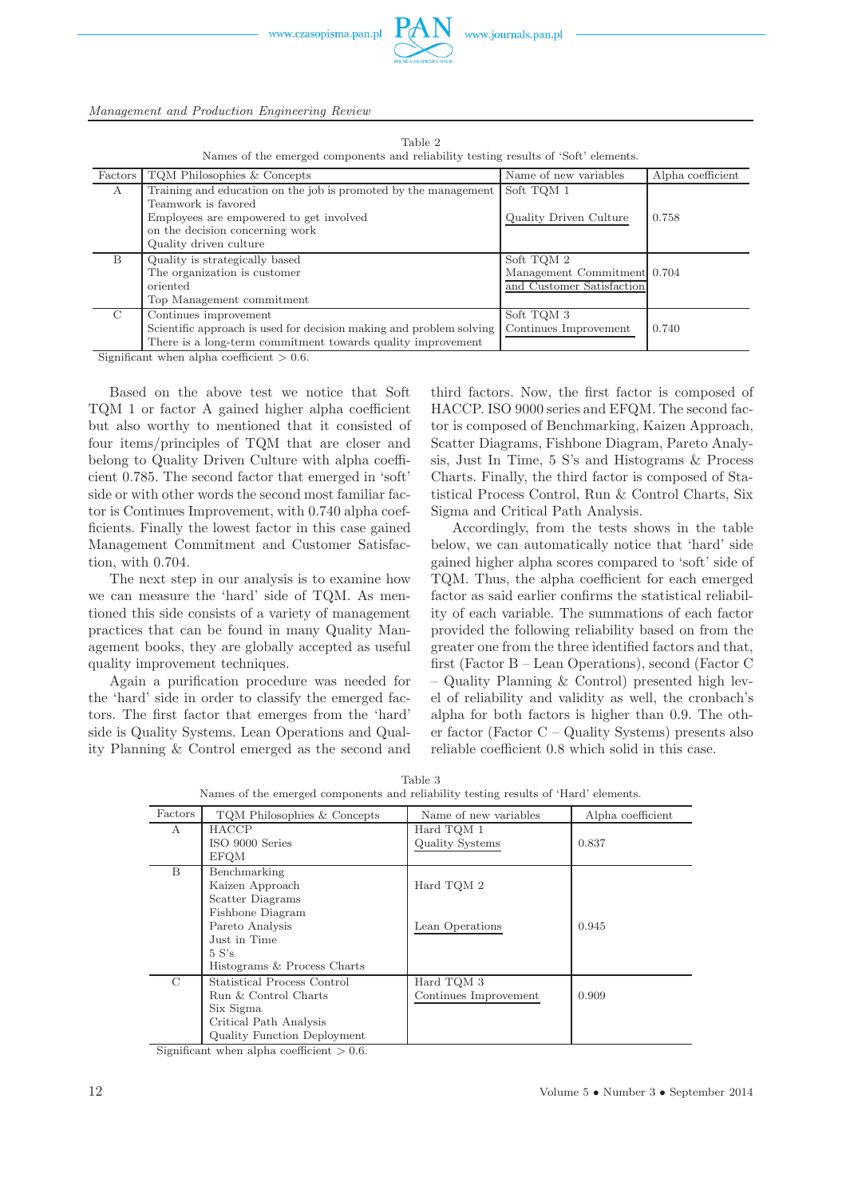Table 2
Names of the emerged components and reliability testing results of 'Soft' elements.

| Factors | TQM Philosophies & Concepts | Name of new variables | Alpha coefficient |
|---|---|---|---|
| A | Training and education on the job is promoted by the management<br>Teamwork is favored<br>Employees are empowered to get involved on the decision concerning work<br>Quality driven culture | Soft TQM 1<br>Quality Driven Culture | 0.758 |
| B | Quality is strategically based<br>The organization is customer oriented<br>Top Management commitment | Soft TQM 2<br>Management Commitment and Customer Satisfaction | 0.704 |
| C | Continues improvement<br>Scientific approach is used for decision making and problem solving<br>There is a long-term commitment towards quality improvement | Soft TQM 3<br>Continues Improvement | 0.740 |

Significant when alpha coefficient > 0.6.

Based on the above test we notice that Soft TQM 1 or factor A gained higher alpha coefficient but also worthy to mentioned that it consisted of four items/principles of TQM that are closer and belong to Quality Driven Culture with alpha coefficient 0.785. The second factor that emerged in 'soft' side or with other words the second most familiar factor is Continues Improvement, with 0.740 alpha coefficients. Finally the lowest factor in this case gained Management Commitment and Customer Satisfaction, with 0.704.

The next step in our analysis is to examine how we can measure the 'hard' side of TQM. As mentioned this side consists of a variety of management practices that can be found in many Quality Management books, they are globally accepted as useful quality improvement techniques.

Again a purification procedure was needed for the 'hard' side in order to classify the emerged factors. The first factor that emerges from the 'hard' side is Quality Systems. Lean Operations and Quality Planning & Control emerged as the second and third factors. Now, the first factor is composed of HACCP. ISO 9000 series and EFQM. The second factor is composed of Benchmarking, Kaizen Approach, Scatter Diagrams, Fishbone Diagram, Pareto Analysis, Just In Time, 5 S's and Histograms & Process Charts. Finally, the third factor is composed of Statistical Process Control, Run & Control Charts, Six Sigma and Critical Path Analysis.

Accordingly, from the tests shows in the table below, we can automatically notice that 'hard' side gained higher alpha scores compared to 'soft' side of TQM. Thus, the alpha coefficient for each emerged factor as said earlier confirms the statistical reliability of each variable. The summations of each factor provided the following reliability based on from the greater one from the three identified factors and that, first (Factor B – Lean Operations), second (Factor C – Quality Planning & Control) presented high level of reliability and validity as well, the cronbach's alpha for both factors is higher than 0.9. The other factor (Factor C – Quality Systems) presents also reliable coefficient 0.8 which solid in this case.

Table 3
Names of the emerged components and reliability testing results of 'Hard' elements.

| Factors | TQM Philosophies & Concepts | Name of new variables | Alpha coefficient |
|---|---|---|---|
| A | HACCP<br>ISO 9000 Series<br>EFQM | Hard TQM 1<br>Quality Systems | 0.837 |
| B | Benchmarking<br>Kaizen Approach<br>Scatter Diagrams<br>Fishbone Diagram<br>Pareto Analysis<br>Just in Time<br>5 S's<br>Histograms & Process Charts | Hard TQM 2<br>Lean Operations | 0.945 |
| C | Statistical Process Control<br>Run & Control Charts<br>Six Sigma<br>Critical Path Analysis<br>Quality Function Deployment | Hard TQM 3<br>Continues Improvement | 0.909 |

Significant when alpha coefficient > 0.6.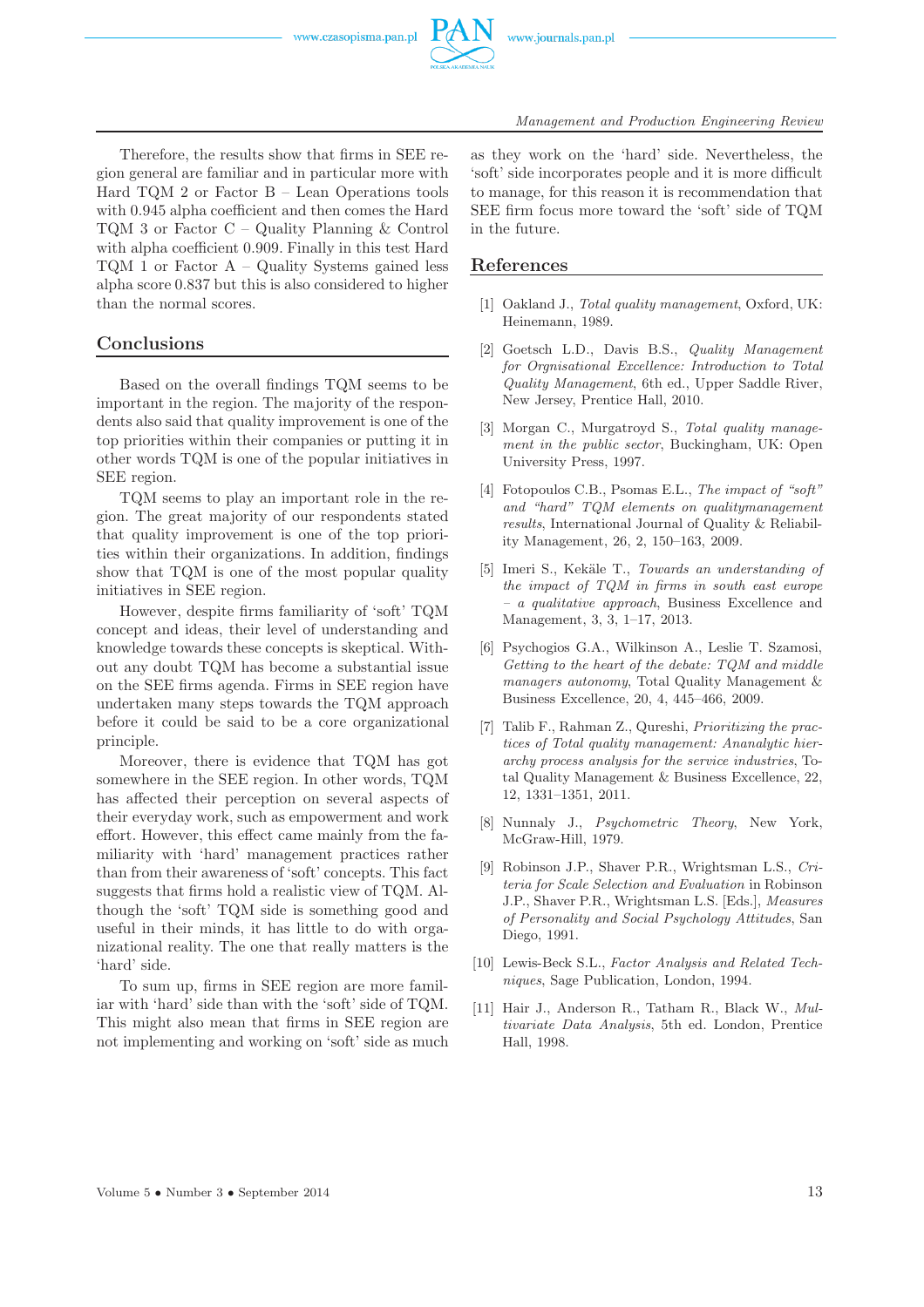Therefore, the results show that firms in SEE region general are familiar and in particular more with Hard TQM 2 or Factor B – Lean Operations tools with 0.945 alpha coefficient and then comes the Hard TQM 3 or Factor C – Quality Planning & Control with alpha coefficient 0.909. Finally in this test Hard TQM 1 or Factor A – Quality Systems gained less alpha score 0.837 but this is also considered to higher than the normal scores.

## Conclusions

Based on the overall findings TQM seems to be important in the region. The majority of the respondents also said that quality improvement is one of the top priorities within their companies or putting it in other words TQM is one of the popular initiatives in SEE region.

TQM seems to play an important role in the region. The great majority of our respondents stated that quality improvement is one of the top priorities within their organizations. In addition, findings show that TQM is one of the most popular quality initiatives in SEE region.

However, despite firms familiarity of 'soft' TQM concept and ideas, their level of understanding and knowledge towards these concepts is skeptical. Without any doubt TQM has become a substantial issue on the SEE firms agenda. Firms in SEE region have undertaken many steps towards the TQM approach before it could be said to be a core organizational principle.

Moreover, there is evidence that TQM has got somewhere in the SEE region. In other words, TQM has affected their perception on several aspects of their everyday work, such as empowerment and work effort. However, this effect came mainly from the familiarity with 'hard' management practices rather than from their awareness of 'soft' concepts. This fact suggests that firms hold a realistic view of TQM. Although the 'soft' TQM side is something good and useful in their minds, it has little to do with organizational reality. The one that really matters is the 'hard' side.

To sum up, firms in SEE region are more familiar with 'hard' side than with the 'soft' side of TQM. This might also mean that firms in SEE region are not implementing and working on 'soft' side as much as they work on the 'hard' side. Nevertheless, the 'soft' side incorporates people and it is more difficult to manage, for this reason it is recommendation that SEE firm focus more toward the 'soft' side of TQM in the future.

## References

[1] Oakland J., *Total quality management*, Oxford, UK: Heinemann, 1989.

[2] Goetsch L.D., Davis B.S., *Quality Management for Orgnisational Excellence: Introduction to Total Quality Management*, 6th ed., Upper Saddle River, New Jersey, Prentice Hall, 2010.

[3] Morgan C., Murgatroyd S., *Total quality management in the public sector*, Buckingham, UK: Open University Press, 1997.

[4] Fotopoulos C.B., Psomas E.L., *The impact of "soft" and "hard" TQM elements on qualitymanagement results*, International Journal of Quality & Reliability Management, 26, 2, 150–163, 2009.

[5] Imeri S., Kekäle T., *Towards an understanding of the impact of TQM in firms in south east europe – a qualitative approach*, Business Excellence and Management, 3, 3, 1–17, 2013.

[6] Psychogios G.A., Wilkinson A., Leslie T. Szamosi, *Getting to the heart of the debate: TQM and middle managers autonomy*, Total Quality Management & Business Excellence, 20, 4, 445–466, 2009.

[7] Talib F., Rahman Z., Qureshi, *Prioritizing the practices of Total quality management: Ananalytic hierarchy process analysis for the service industries*, Total Quality Management & Business Excellence, 22, 12, 1331–1351, 2011.

[8] Nunnaly J., *Psychometric Theory*, New York, McGraw-Hill, 1979.

[9] Robinson J.P., Shaver P.R., Wrightsman L.S., *Criteria for Scale Selection and Evaluation* in Robinson J.P., Shaver P.R., Wrightsman L.S. [Eds.], *Measures of Personality and Social Psychology Attitudes*, San Diego, 1991.

[10] Lewis-Beck S.L., *Factor Analysis and Related Techniques*, Sage Publication, London, 1994.

[11] Hair J., Anderson R., Tatham R., Black W., *Multivariate Data Analysis*, 5th ed. London, Prentice Hall, 1998.